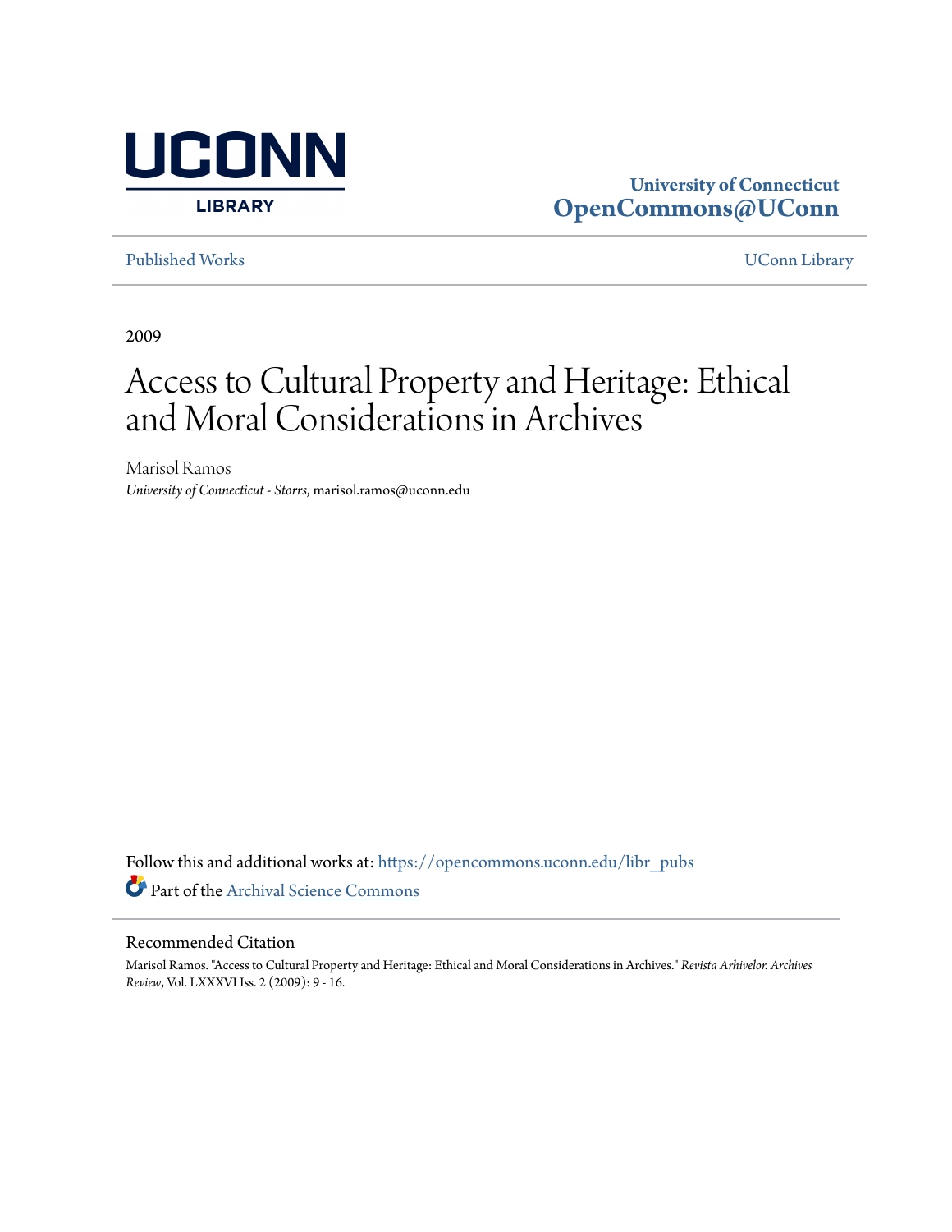University of Connecticut
OpenCommons@UConn

Published Works | UConn Library

2009

# Access to Cultural Property and Heritage: Ethical and Moral Considerations in Archives

Marisol Ramos
*University of Connecticut - Storrs*, marisol.ramos@uconn.edu

Follow this and additional works at: https://opencommons.uconn.edu/libr_pubs

Part of the Archival Science Commons

## Recommended Citation

Marisol Ramos. "Access to Cultural Property and Heritage: Ethical and Moral Considerations in Archives." *Revista Arhivelor. Archives Review*, Vol. LXXXVI Iss. 2 (2009): 9 - 16.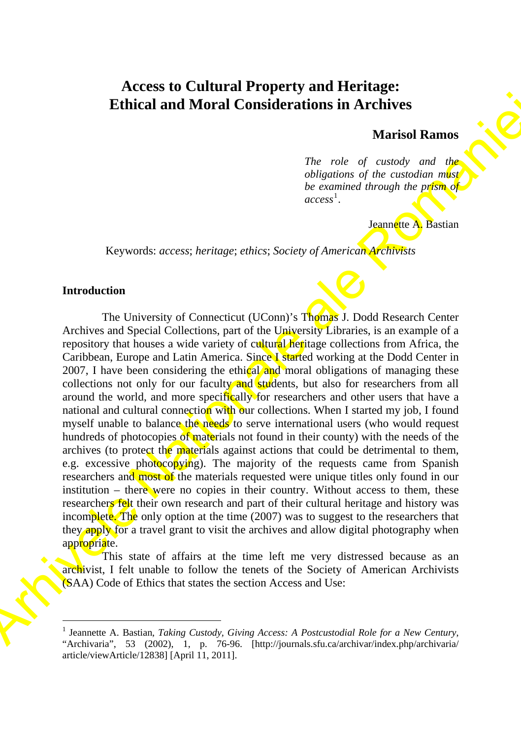# Access to Cultural Property and Heritage: Ethical and Moral Considerations in Archives

**Marisol Ramos**

*The role of custody and the obligations of the custodian must be examined through the prism of access*[1].

Jeannette A. Bastian

Keywords: *access*; *heritage*; *ethics*; *Society of American Archivists*

## Introduction

The University of Connecticut (UConn)'s Thomas J. Dodd Research Center Archives and Special Collections, part of the University Libraries, is an example of a repository that houses a wide variety of cultural heritage collections from Africa, the Caribbean, Europe and Latin America. Since I started working at the Dodd Center in 2007, I have been considering the ethical and moral obligations of managing these collections not only for our faculty and students, but also for researchers from all around the world, and more specifically for researchers and other users that have a national and cultural connection with our collections. When I started my job, I found myself unable to balance the needs to serve international users (who would request hundreds of photocopies of materials not found in their county) with the needs of the archives (to protect the materials against actions that could be detrimental to them, e.g. excessive photocopying). The majority of the requests came from Spanish researchers and most of the materials requested were unique titles only found in our institution – there were no copies in their country. Without access to them, these researchers felt their own research and part of their cultural heritage and history was incomplete. The only option at the time (2007) was to suggest to the researchers that they apply for a travel grant to visit the archives and allow digital photography when appropriate.

This state of affairs at the time left me very distressed because as an archivist, I felt unable to follow the tenets of the Society of American Archivists (SAA) Code of Ethics that states the section Access and Use:

---

[1] Jeannette A. Bastian, *Taking Custody, Giving Access: A Postcustodial Role for a New Century*, "Archivaria", 53 (2002), 1, p. 76-96. [http://journals.sfu.ca/archivar/index.php/archivaria/article/viewArticle/12838] [April 11, 2011].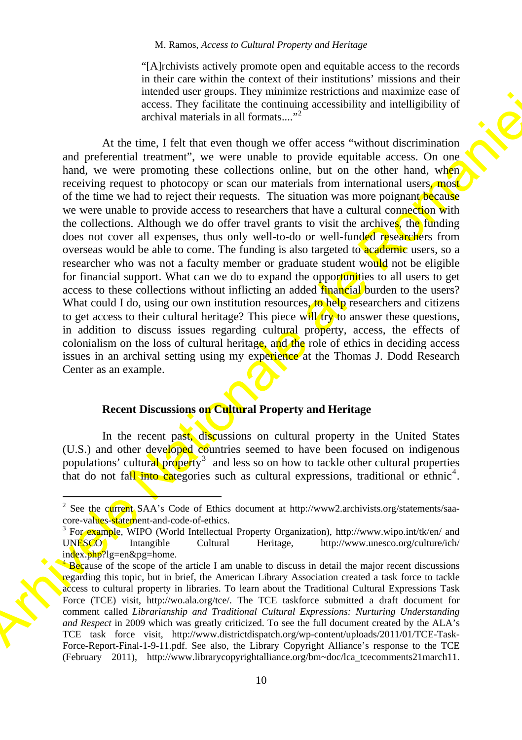> "[A]rchivists actively promote open and equitable access to the records in their care within the context of their institutions' missions and their intended user groups. They minimize restrictions and maximize ease of access. They facilitate the continuing accessibility and intelligibility of archival materials in all formats...."[2]

At the time, I felt that even though we offer access "without discrimination and preferential treatment", we were unable to provide equitable access. On one hand, we were promoting these collections online, but on the other hand, when receiving request to photocopy or scan our materials from international users, most of the time we had to reject their requests. The situation was more poignant because we were unable to provide access to researchers that have a cultural connection with the collections. Although we do offer travel grants to visit the archives, the funding does not cover all expenses, thus only well-to-do or well-funded researchers from overseas would be able to come. The funding is also targeted to academic users, so a researcher who was not a faculty member or graduate student would not be eligible for financial support. What can we do to expand the opportunities to all users to get access to these collections without inflicting an added financial burden to the users? What could I do, using our own institution resources, to help researchers and citizens to get access to their cultural heritage? This piece will try to answer these questions, in addition to discuss issues regarding cultural property, access, the effects of colonialism on the loss of cultural heritage, and the role of ethics in deciding access issues in an archival setting using my experience at the Thomas J. Dodd Research Center as an example.

## Recent Discussions on Cultural Property and Heritage

In the recent past, discussions on cultural property in the United States (U.S.) and other developed countries seemed to have been focused on indigenous populations' cultural property[3] and less so on how to tackle other cultural properties that do not fall into categories such as cultural expressions, traditional or ethnic[4].

---

[2] See the current SAA's Code of Ethics document at http://www2.archivists.org/statements/saa-core-values-statement-and-code-of-ethics.

[3] For example, WIPO (World Intellectual Property Organization), http://www.wipo.int/tk/en/ and UNESCO Intangible Cultural Heritage, http://www.unesco.org/culture/ich/index.php?lg=en&pg=home.

[4] Because of the scope of the article I am unable to discuss in detail the major recent discussions regarding this topic, but in brief, the American Library Association created a task force to tackle access to cultural property in libraries. To learn about the Traditional Cultural Expressions Task Force (TCE) visit, http://wo.ala.org/tce/. The TCE taskforce submitted a draft document for comment called *Librarianship and Traditional Cultural Expressions: Nurturing Understanding and Respect* in 2009 which was greatly criticized. To see the full document created by the ALA's TCE task force visit, http://www.districtdispatch.org/wp-content/uploads/2011/01/TCE-Task-Force-Report-Final-1-9-11.pdf. See also, the Library Copyright Alliance's response to the TCE (February 2011), http://www.librarycopyrightalliance.org/bm~doc/lca_tcecomments21march11.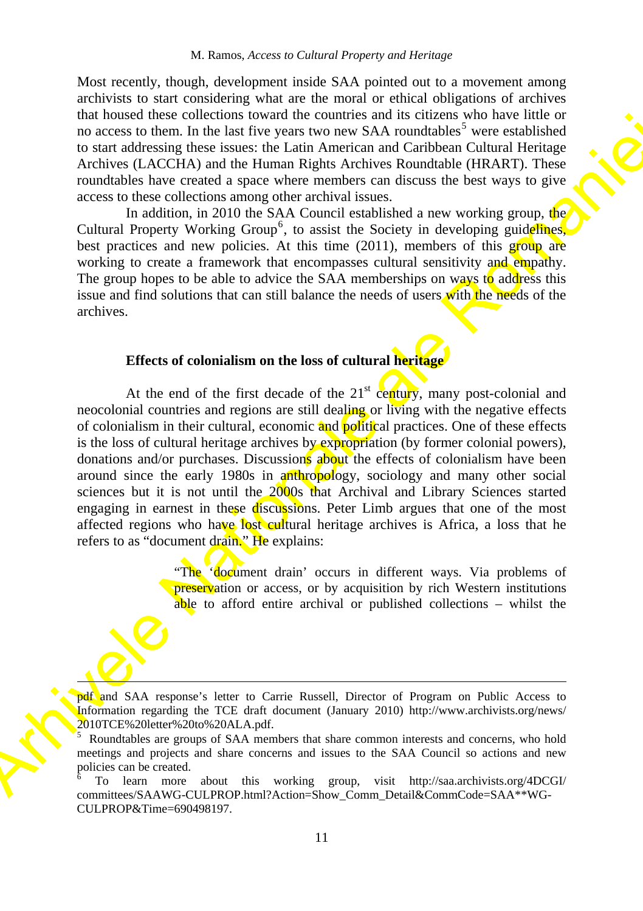Most recently, though, development inside SAA pointed out to a movement among archivists to start considering what are the moral or ethical obligations of archives that housed these collections toward the countries and its citizens who have little or no access to them. In the last five years two new SAA roundtables[5] were established to start addressing these issues: the Latin American and Caribbean Cultural Heritage Archives (LACCHA) and the Human Rights Archives Roundtable (HRART). These roundtables have created a space where members can discuss the best ways to give access to these collections among other archival issues.

In addition, in 2010 the SAA Council established a new working group, the Cultural Property Working Group[6], to assist the Society in developing guidelines, best practices and new policies. At this time (2011), members of this group are working to create a framework that encompasses cultural sensitivity and empathy. The group hopes to be able to advice the SAA memberships on ways to address this issue and find solutions that can still balance the needs of users with the needs of the archives.

### Effects of colonialism on the loss of cultural heritage

At the end of the first decade of the 21st century, many post-colonial and neocolonial countries and regions are still dealing or living with the negative effects of colonialism in their cultural, economic and political practices. One of these effects is the loss of cultural heritage archives by expropriation (by former colonial powers), donations and/or purchases. Discussions about the effects of colonialism have been around since the early 1980s in anthropology, sociology and many other social sciences but it is not until the 2000s that Archival and Library Sciences started engaging in earnest in these discussions. Peter Limb argues that one of the most affected regions who have lost cultural heritage archives is Africa, a loss that he refers to as "document drain." He explains:

> "The 'document drain' occurs in different ways. Via problems of preservation or access, or by acquisition by rich Western institutions able to afford entire archival or published collections – whilst the

---

pdf and SAA response's letter to Carrie Russell, Director of Program on Public Access to Information regarding the TCE draft document (January 2010) http://www.archivists.org/news/2010TCE%20letter%20to%20ALA.pdf.

[5] Roundtables are groups of SAA members that share common interests and concerns, who hold meetings and projects and share concerns and issues to the SAA Council so actions and new policies can be created.

[6] To learn more about this working group, visit http://saa.archivists.org/4DCGI/committees/SAAWG-CULPROP.html?Action=Show_Comm_Detail&CommCode=SAA**WG-CULPROP&Time=690498197.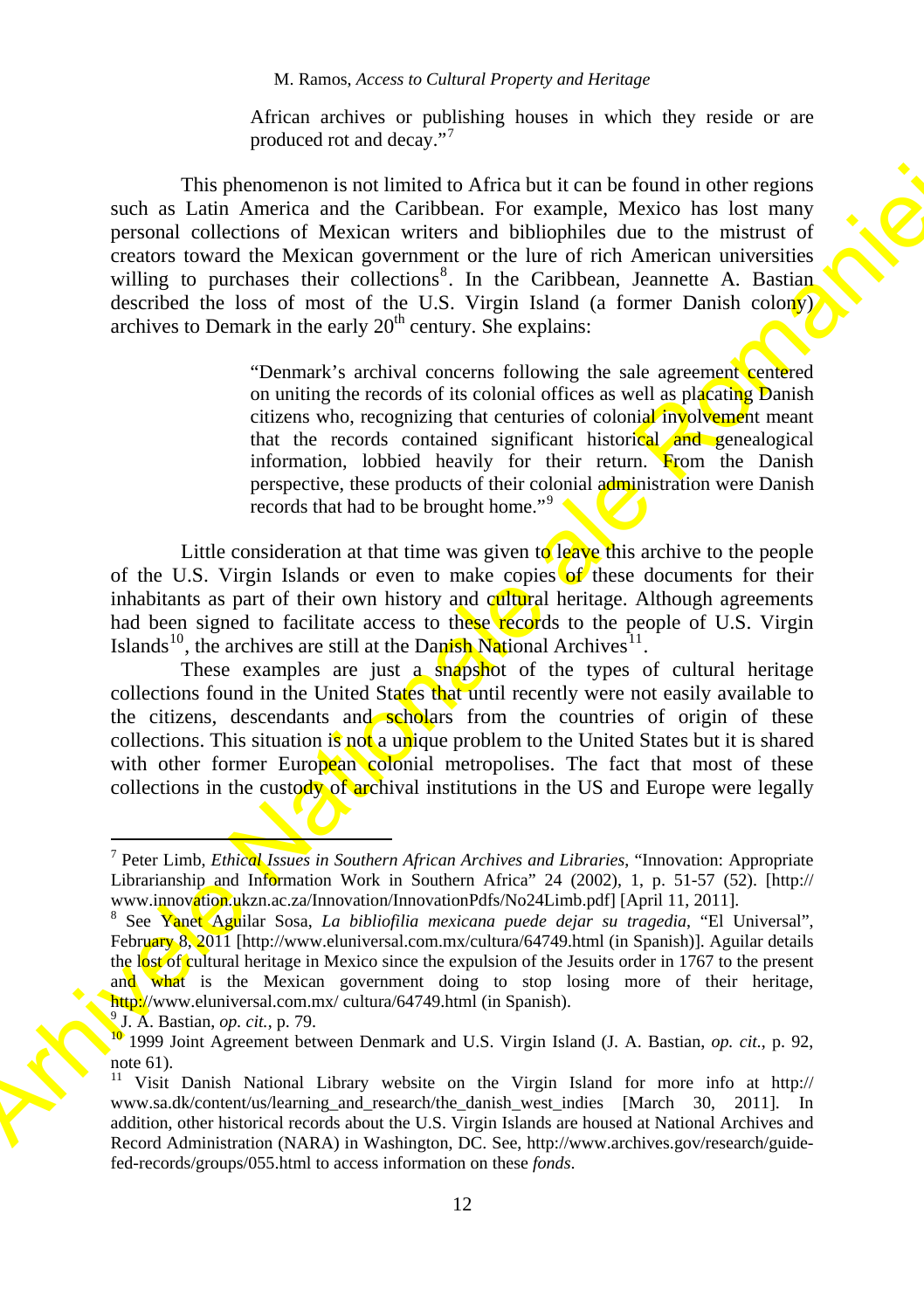> African archives or publishing houses in which they reside or are produced rot and decay."[7]

This phenomenon is not limited to Africa but it can be found in other regions such as Latin America and the Caribbean. For example, Mexico has lost many personal collections of Mexican writers and bibliophiles due to the mistrust of creators toward the Mexican government or the lure of rich American universities willing to purchases their collections[8]. In the Caribbean, Jeannette A. Bastian described the loss of most of the U.S. Virgin Island (a former Danish colony) archives to Demark in the early 20th century. She explains:

> "Denmark's archival concerns following the sale agreement centered on uniting the records of its colonial offices as well as placating Danish citizens who, recognizing that centuries of colonial involvement meant that the records contained significant historical and genealogical information, lobbied heavily for their return. From the Danish perspective, these products of their colonial administration were Danish records that had to be brought home."[9]

Little consideration at that time was given to leave this archive to the people of the U.S. Virgin Islands or even to make copies of these documents for their inhabitants as part of their own history and cultural heritage. Although agreements had been signed to facilitate access to these records to the people of U.S. Virgin Islands[10], the archives are still at the Danish National Archives[11].

These examples are just a snapshot of the types of cultural heritage collections found in the United States that until recently were not easily available to the citizens, descendants and scholars from the countries of origin of these collections. This situation is not a unique problem to the United States but it is shared with other former European colonial metropolises. The fact that most of these collections in the custody of archival institutions in the US and Europe were legally

---

[7] Peter Limb, *Ethical Issues in Southern African Archives and Libraries*, "Innovation: Appropriate Librarianship and Information Work in Southern Africa" 24 (2002), 1, p. 51-57 (52). [http:// www.innovation.ukzn.ac.za/Innovation/InnovationPdfs/No24Limb.pdf] [April 11, 2011].

[8] See Yanet Aguilar Sosa, *La bibliofilia mexicana puede dejar su tragedia*, "El Universal", February 8, 2011 [http://www.eluniversal.com.mx/cultura/64749.html (in Spanish)]. Aguilar details the lost of cultural heritage in Mexico since the expulsion of the Jesuits order in 1767 to the present and what is the Mexican government doing to stop losing more of their heritage, http://www.eluniversal.com.mx/ cultura/64749.html (in Spanish).

[9] J. A. Bastian, *op. cit.*, p. 79.

[10] 1999 Joint Agreement between Denmark and U.S. Virgin Island (J. A. Bastian, *op. cit.*, p. 92, note 61).

[11] Visit Danish National Library website on the Virgin Island for more info at http:// www.sa.dk/content/us/learning_and_research/the_danish_west_indies [March 30, 2011]. In addition, other historical records about the U.S. Virgin Islands are housed at National Archives and Record Administration (NARA) in Washington, DC. See, http://www.archives.gov/research/guide-fed-records/groups/055.html to access information on these *fonds*.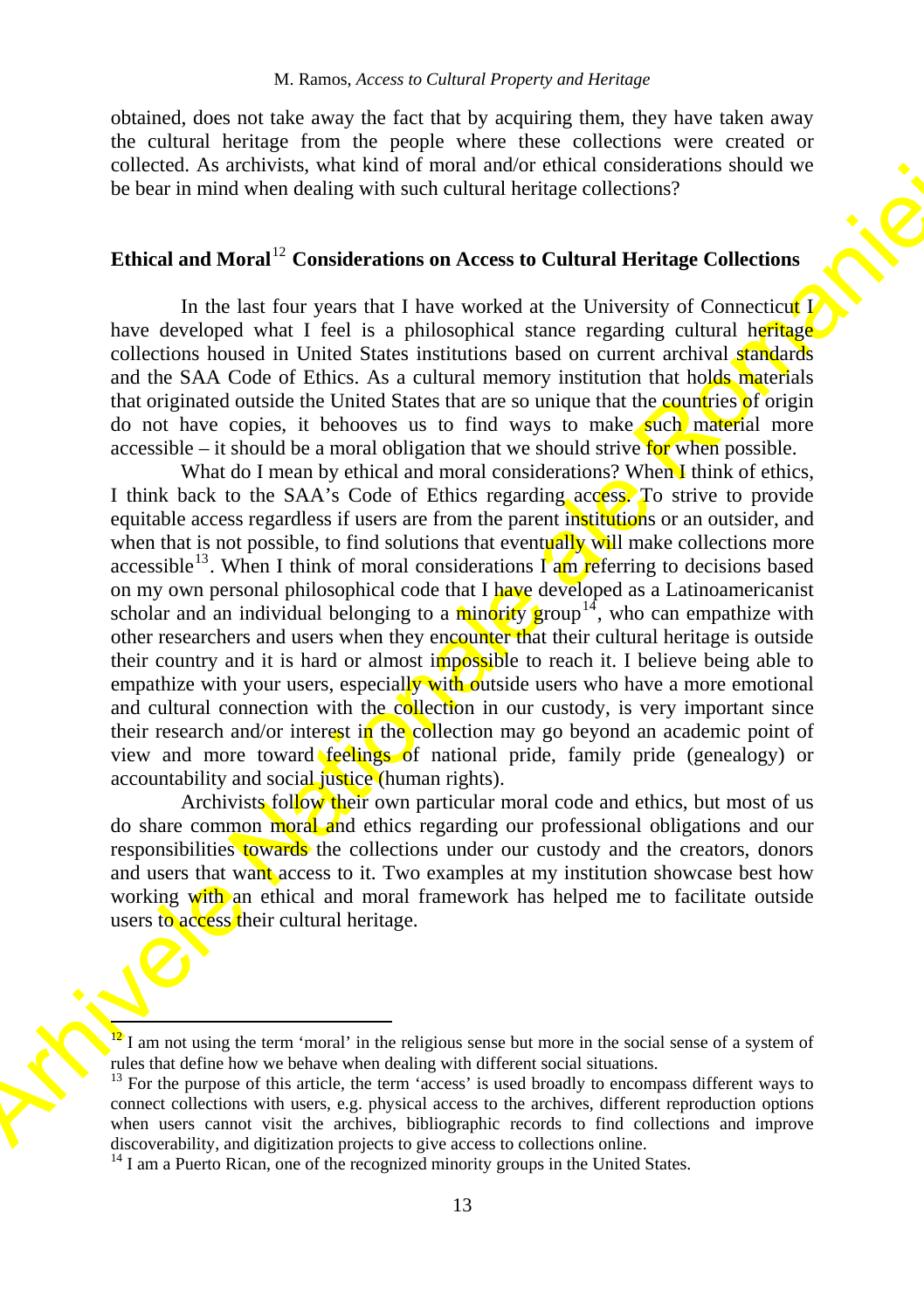obtained, does not take away the fact that by acquiring them, they have taken away the cultural heritage from the people where these collections were created or collected. As archivists, what kind of moral and/or ethical considerations should we be bear in mind when dealing with such cultural heritage collections?

## Ethical and Moral[12] Considerations on Access to Cultural Heritage Collections

In the last four years that I have worked at the University of Connecticut I have developed what I feel is a philosophical stance regarding cultural heritage collections housed in United States institutions based on current archival standards and the SAA Code of Ethics. As a cultural memory institution that holds materials that originated outside the United States that are so unique that the countries of origin do not have copies, it behooves us to find ways to make such material more accessible – it should be a moral obligation that we should strive for when possible.

What do I mean by ethical and moral considerations? When I think of ethics, I think back to the SAA's Code of Ethics regarding access. To strive to provide equitable access regardless if users are from the parent institutions or an outsider, and when that is not possible, to find solutions that eventually will make collections more accessible[13]. When I think of moral considerations I am referring to decisions based on my own personal philosophical code that I have developed as a Latinoamericanist scholar and an individual belonging to a minority group[14], who can empathize with other researchers and users when they encounter that their cultural heritage is outside their country and it is hard or almost impossible to reach it. I believe being able to empathize with your users, especially with outside users who have a more emotional and cultural connection with the collection in our custody, is very important since their research and/or interest in the collection may go beyond an academic point of view and more toward feelings of national pride, family pride (genealogy) or accountability and social justice (human rights).

Archivists follow their own particular moral code and ethics, but most of us do share common moral and ethics regarding our professional obligations and our responsibilities towards the collections under our custody and the creators, donors and users that want access to it. Two examples at my institution showcase best how working with an ethical and moral framework has helped me to facilitate outside users to access their cultural heritage.

---

[12] I am not using the term 'moral' in the religious sense but more in the social sense of a system of rules that define how we behave when dealing with different social situations.

[13] For the purpose of this article, the term 'access' is used broadly to encompass different ways to connect collections with users, e.g. physical access to the archives, different reproduction options when users cannot visit the archives, bibliographic records to find collections and improve discoverability, and digitization projects to give access to collections online.

[14] I am a Puerto Rican, one of the recognized minority groups in the United States.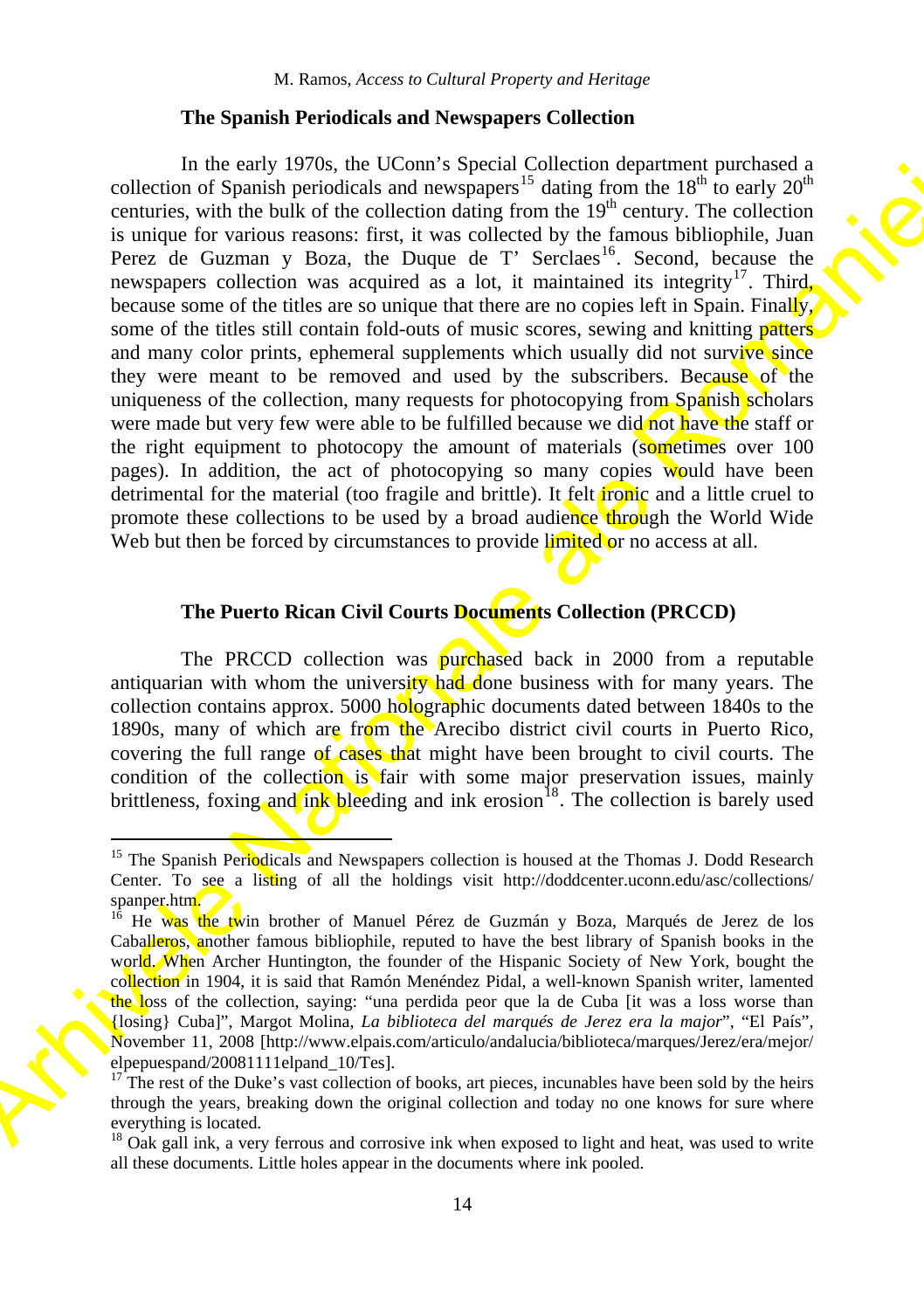### The Spanish Periodicals and Newspapers Collection

In the early 1970s, the UConn's Special Collection department purchased a collection of Spanish periodicals and newspapers[15] dating from the 18th to early 20th centuries, with the bulk of the collection dating from the 19th century. The collection is unique for various reasons: first, it was collected by the famous bibliophile, Juan Perez de Guzman y Boza, the Duque de T' Serclaes[16]. Second, because the newspapers collection was acquired as a lot, it maintained its integrity[17]. Third, because some of the titles are so unique that there are no copies left in Spain. Finally, some of the titles still contain fold-outs of music scores, sewing and knitting patters and many color prints, ephemeral supplements which usually did not survive since they were meant to be removed and used by the subscribers. Because of the uniqueness of the collection, many requests for photocopying from Spanish scholars were made but very few were able to be fulfilled because we did not have the staff or the right equipment to photocopy the amount of materials (sometimes over 100 pages). In addition, the act of photocopying so many copies would have been detrimental for the material (too fragile and brittle). It felt ironic and a little cruel to promote these collections to be used by a broad audience through the World Wide Web but then be forced by circumstances to provide limited or no access at all.

### The Puerto Rican Civil Courts Documents Collection (PRCCD)

The PRCCD collection was purchased back in 2000 from a reputable antiquarian with whom the university had done business with for many years. The collection contains approx. 5000 holographic documents dated between 1840s to the 1890s, many of which are from the Arecibo district civil courts in Puerto Rico, covering the full range of cases that might have been brought to civil courts. The condition of the collection is fair with some major preservation issues, mainly brittleness, foxing and ink bleeding and ink erosion[18]. The collection is barely used

---

[15] The Spanish Periodicals and Newspapers collection is housed at the Thomas J. Dodd Research Center. To see a listing of all the holdings visit http://doddcenter.uconn.edu/asc/collections/spanper.htm.

[16] He was the twin brother of Manuel Pérez de Guzmán y Boza, Marqués de Jerez de los Caballeros, another famous bibliophile, reputed to have the best library of Spanish books in the world. When Archer Huntington, the founder of the Hispanic Society of New York, bought the collection in 1904, it is said that Ramón Menéndez Pidal, a well-known Spanish writer, lamented the loss of the collection, saying: "una perdida peor que la de Cuba [it was a loss worse than {losing} Cuba]", Margot Molina, *La biblioteca del marqués de Jerez era la major*", "El País", November 11, 2008 [http://www.elpais.com/articulo/andalucia/biblioteca/marques/Jerez/era/mejor/elpepuespand/20081111elpand_10/Tes].

[17] The rest of the Duke's vast collection of books, art pieces, incunables have been sold by the heirs through the years, breaking down the original collection and today no one knows for sure where everything is located.

[18] Oak gall ink, a very ferrous and corrosive ink when exposed to light and heat, was used to write all these documents. Little holes appear in the documents where ink pooled.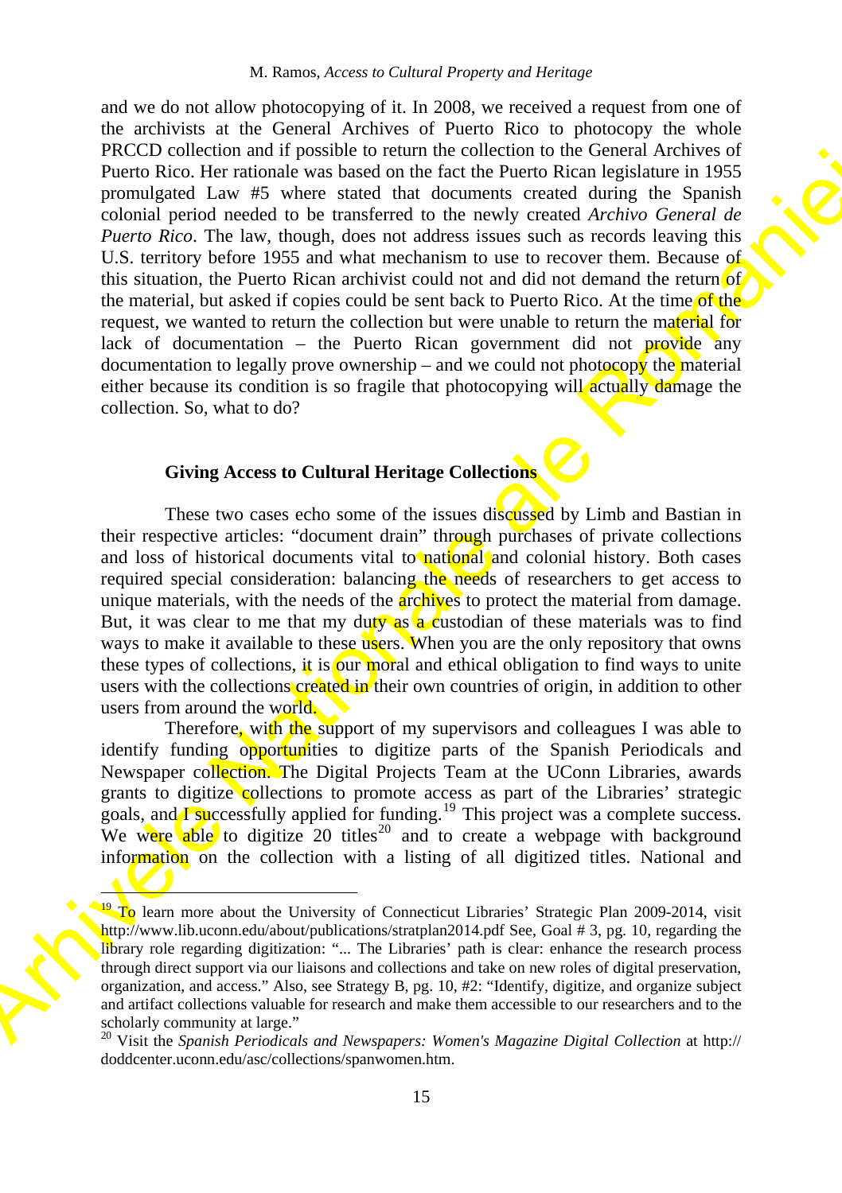and we do not allow photocopying of it. In 2008, we received a request from one of the archivists at the General Archives of Puerto Rico to photocopy the whole PRCCD collection and if possible to return the collection to the General Archives of Puerto Rico. Her rationale was based on the fact the Puerto Rican legislature in 1955 promulgated Law #5 where stated that documents created during the Spanish colonial period needed to be transferred to the newly created *Archivo General de Puerto Rico*. The law, though, does not address issues such as records leaving this U.S. territory before 1955 and what mechanism to use to recover them. Because of this situation, the Puerto Rican archivist could not and did not demand the return of the material, but asked if copies could be sent back to Puerto Rico. At the time of the request, we wanted to return the collection but were unable to return the material for lack of documentation – the Puerto Rican government did not provide any documentation to legally prove ownership – and we could not photocopy the material either because its condition is so fragile that photocopying will actually damage the collection. So, what to do?

### Giving Access to Cultural Heritage Collections

These two cases echo some of the issues discussed by Limb and Bastian in their respective articles: "document drain" through purchases of private collections and loss of historical documents vital to national and colonial history. Both cases required special consideration: balancing the needs of researchers to get access to unique materials, with the needs of the archives to protect the material from damage. But, it was clear to me that my duty as a custodian of these materials was to find ways to make it available to these users. When you are the only repository that owns these types of collections, it is our moral and ethical obligation to find ways to unite users with the collections created in their own countries of origin, in addition to other users from around the world.

Therefore, with the support of my supervisors and colleagues I was able to identify funding opportunities to digitize parts of the Spanish Periodicals and Newspaper collection. The Digital Projects Team at the UConn Libraries, awards grants to digitize collections to promote access as part of the Libraries' strategic goals, and I successfully applied for funding.[19] This project was a complete success. We were able to digitize 20 titles[20] and to create a webpage with background information on the collection with a listing of all digitized titles. National and

---

[19] To learn more about the University of Connecticut Libraries' Strategic Plan 2009-2014, visit http://www.lib.uconn.edu/about/publications/stratplan2014.pdf See, Goal # 3, pg. 10, regarding the library role regarding digitization: "... The Libraries' path is clear: enhance the research process through direct support via our liaisons and collections and take on new roles of digital preservation, organization, and access." Also, see Strategy B, pg. 10, #2: "Identify, digitize, and organize subject and artifact collections valuable for research and make them accessible to our researchers and to the scholarly community at large."

[20] Visit the *Spanish Periodicals and Newspapers: Women's Magazine Digital Collection* at http:// doddcenter.uconn.edu/asc/collections/spanwomen.htm.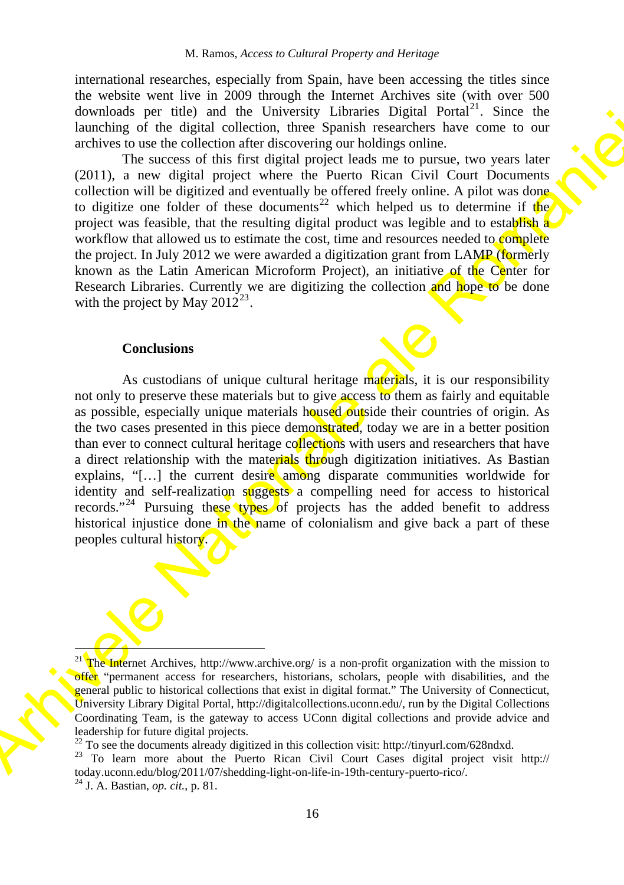international researches, especially from Spain, have been accessing the titles since the website went live in 2009 through the Internet Archives site (with over 500 downloads per title) and the University Libraries Digital Portal[21]. Since the launching of the digital collection, three Spanish researchers have come to our archives to use the collection after discovering our holdings online.

The success of this first digital project leads me to pursue, two years later (2011), a new digital project where the Puerto Rican Civil Court Documents collection will be digitized and eventually be offered freely online. A pilot was done to digitize one folder of these documents[22] which helped us to determine if the project was feasible, that the resulting digital product was legible and to establish a workflow that allowed us to estimate the cost, time and resources needed to complete the project. In July 2012 we were awarded a digitization grant from LAMP (formerly known as the Latin American Microform Project), an initiative of the Center for Research Libraries. Currently we are digitizing the collection and hope to be done with the project by May 2012[23].

### Conclusions

As custodians of unique cultural heritage materials, it is our responsibility not only to preserve these materials but to give access to them as fairly and equitable as possible, especially unique materials housed outside their countries of origin. As the two cases presented in this piece demonstrated, today we are in a better position than ever to connect cultural heritage collections with users and researchers that have a direct relationship with the materials through digitization initiatives. As Bastian explains, "[…] the current desire among disparate communities worldwide for identity and self-realization suggests a compelling need for access to historical records."[24] Pursuing these types of projects has the added benefit to address historical injustice done in the name of colonialism and give back a part of these peoples cultural history.

---

[21] The Internet Archives, http://www.archive.org/ is a non-profit organization with the mission to offer "permanent access for researchers, historians, scholars, people with disabilities, and the general public to historical collections that exist in digital format." The University of Connecticut, University Library Digital Portal, http://digitalcollections.uconn.edu/, run by the Digital Collections Coordinating Team, is the gateway to access UConn digital collections and provide advice and leadership for future digital projects.

[22] To see the documents already digitized in this collection visit: http://tinyurl.com/628ndxd.

[23] To learn more about the Puerto Rican Civil Court Cases digital project visit http://today.uconn.edu/blog/2011/07/shedding-light-on-life-in-19th-century-puerto-rico/.

[24] J. A. Bastian, *op. cit.*, p. 81.